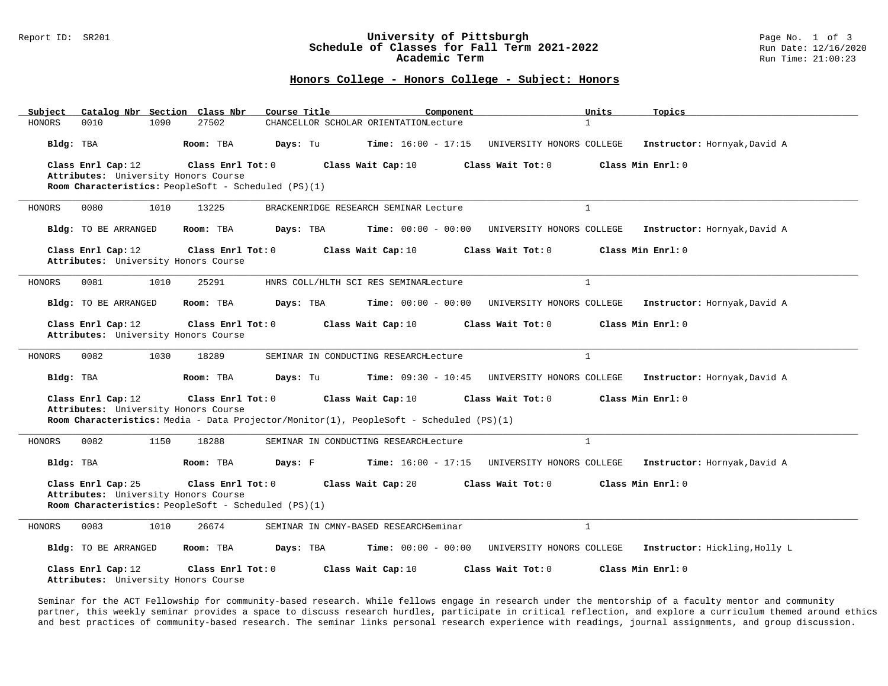# University of Pittsburgh
## Schedule of Classes for Fall Term 2021-2022
## Academic Term

Report ID: SR201

Run Date: 12/16/2020
Run Time: 21:00:23

### Honors College - Honors College - Subject: Honors

| Subject | Catalog Nbr | Section | Class Nbr | Course Title | Component | Units | Topics |
|---|---|---|---|---|---|---|---|
| HONORS | 0010 | 1090 | 27502 | CHANCELLOR SCHOLAR ORIENTATION | Lecture | 1 | |

**Bldg:** TBA **Room:** TBA **Days:** Tu **Time:** 16:00 - 17:15 UNIVERSITY HONORS COLLEGE **Instructor:** Hornyak,David A

**Class Enrl Cap:** 12 **Class Enrl Tot:** 0 **Class Wait Cap:** 10 **Class Wait Tot:** 0 **Class Min Enrl:** 0
**Attributes:** University Honors Course
**Room Characteristics:** PeopleSoft - Scheduled (PS)(1)

---

| Subject | Catalog Nbr | Section | Class Nbr | Course Title | Component | Units | Topics |
|---|---|---|---|---|---|---|---|
| HONORS | 0080 | 1010 | 13225 | BRACKENRIDGE RESEARCH SEMINAR | Lecture | 1 | |

**Bldg:** TO BE ARRANGED **Room:** TBA **Days:** TBA **Time:** 00:00 - 00:00 UNIVERSITY HONORS COLLEGE **Instructor:** Hornyak,David A

**Class Enrl Cap:** 12 **Class Enrl Tot:** 0 **Class Wait Cap:** 10 **Class Wait Tot:** 0 **Class Min Enrl:** 0
**Attributes:** University Honors Course

---

| Subject | Catalog Nbr | Section | Class Nbr | Course Title | Component | Units | Topics |
|---|---|---|---|---|---|---|---|
| HONORS | 0081 | 1010 | 25291 | HNRS COLL/HLTH SCI RES SEMINAR | Lecture | 1 | |

**Bldg:** TO BE ARRANGED **Room:** TBA **Days:** TBA **Time:** 00:00 - 00:00 UNIVERSITY HONORS COLLEGE **Instructor:** Hornyak,David A

**Class Enrl Cap:** 12 **Class Enrl Tot:** 0 **Class Wait Cap:** 10 **Class Wait Tot:** 0 **Class Min Enrl:** 0
**Attributes:** University Honors Course

---

| Subject | Catalog Nbr | Section | Class Nbr | Course Title | Component | Units | Topics |
|---|---|---|---|---|---|---|---|
| HONORS | 0082 | 1030 | 18289 | SEMINAR IN CONDUCTING RESEARCH | Lecture | 1 | |

**Bldg:** TBA **Room:** TBA **Days:** Tu **Time:** 09:30 - 10:45 UNIVERSITY HONORS COLLEGE **Instructor:** Hornyak,David A

**Class Enrl Cap:** 12 **Class Enrl Tot:** 0 **Class Wait Cap:** 10 **Class Wait Tot:** 0 **Class Min Enrl:** 0
**Attributes:** University Honors Course
**Room Characteristics:** Media - Data Projector/Monitor(1), PeopleSoft - Scheduled (PS)(1)

---

| Subject | Catalog Nbr | Section | Class Nbr | Course Title | Component | Units | Topics |
|---|---|---|---|---|---|---|---|
| HONORS | 0082 | 1150 | 18288 | SEMINAR IN CONDUCTING RESEARCH | Lecture | 1 | |

**Bldg:** TBA **Room:** TBA **Days:** F **Time:** 16:00 - 17:15 UNIVERSITY HONORS COLLEGE **Instructor:** Hornyak,David A

**Class Enrl Cap:** 25 **Class Enrl Tot:** 0 **Class Wait Cap:** 20 **Class Wait Tot:** 0 **Class Min Enrl:** 0
**Attributes:** University Honors Course
**Room Characteristics:** PeopleSoft - Scheduled (PS)(1)

---

| Subject | Catalog Nbr | Section | Class Nbr | Course Title | Component | Units | Topics |
|---|---|---|---|---|---|---|---|
| HONORS | 0083 | 1010 | 26674 | SEMINAR IN CMNY-BASED RESEARCH | Seminar | 1 | |

**Bldg:** TO BE ARRANGED **Room:** TBA **Days:** TBA **Time:** 00:00 - 00:00 UNIVERSITY HONORS COLLEGE **Instructor:** Hickling,Holly L

**Class Enrl Cap:** 12 **Class Enrl Tot:** 0 **Class Wait Cap:** 10 **Class Wait Tot:** 0 **Class Min Enrl:** 0
**Attributes:** University Honors Course

Seminar for the ACT Fellowship for community-based research. While fellows engage in research under the mentorship of a faculty mentor and community partner, this weekly seminar provides a space to discuss research hurdles, participate in critical reflection, and explore a curriculum themed around ethics and best practices of community-based research. The seminar links personal research experience with readings, journal assignments, and group discussion.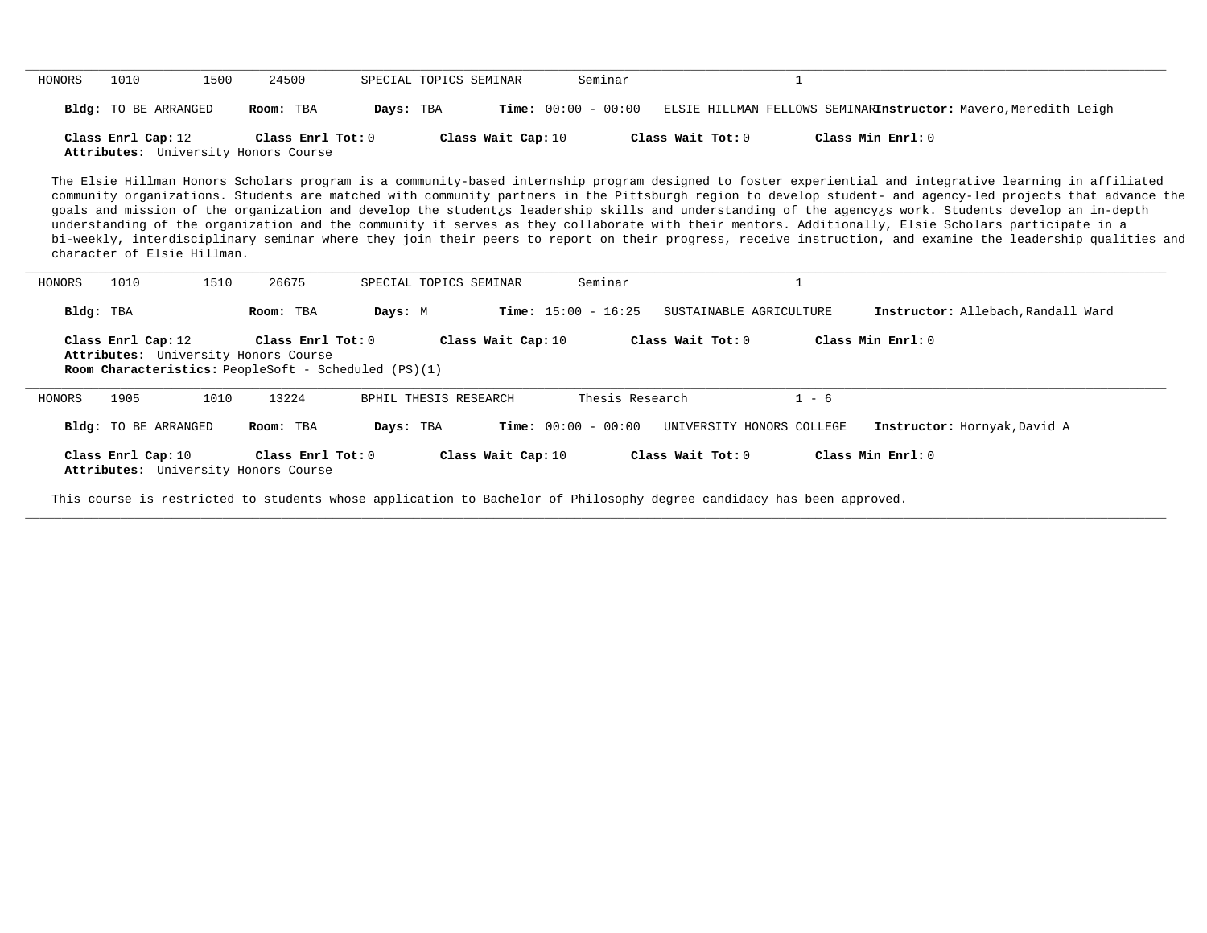HONORS 1010 1500 24500 SPECIAL TOPICS SEMINAR Seminar 1

**Bldg:** TO BE ARRANGED **Room:** TBA **Days:** TBA **Time:** 00:00 - 00:00 ELSIE HILLMAN FELLOWS SEMINAR **Instructor:** Mavero,Meredith Leigh

**Class Enrl Cap:** 12 **Class Enrl Tot:** 0 **Class Wait Cap:** 10 **Class Wait Tot:** 0 **Class Min Enrl:** 0
**Attributes:** University Honors Course

The Elsie Hillman Honors Scholars program is a community-based internship program designed to foster experiential and integrative learning in affiliated community organizations. Students are matched with community partners in the Pittsburgh region to develop student- and agency-led projects that advance the goals and mission of the organization and develop the student¿s leadership skills and understanding of the agency¿s work. Students develop an in-depth understanding of the organization and the community it serves as they collaborate with their mentors. Additionally, Elsie Scholars participate in a bi-weekly, interdisciplinary seminar where they join their peers to report on their progress, receive instruction, and examine the leadership qualities and character of Elsie Hillman.

---

HONORS 1010 1510 26675 SPECIAL TOPICS SEMINAR Seminar 1

**Bldg:** TBA **Room:** TBA **Days:** M **Time:** 15:00 - 16:25 SUSTAINABLE AGRICULTURE **Instructor:** Allebach,Randall Ward

**Class Enrl Cap:** 12 **Class Enrl Tot:** 0 **Class Wait Cap:** 10 **Class Wait Tot:** 0 **Class Min Enrl:** 0
**Attributes:** University Honors Course
**Room Characteristics:** PeopleSoft - Scheduled (PS)(1)

---

HONORS 1905 1010 13224 BPHIL THESIS RESEARCH Thesis Research 1 - 6

**Bldg:** TO BE ARRANGED **Room:** TBA **Days:** TBA **Time:** 00:00 - 00:00 UNIVERSITY HONORS COLLEGE **Instructor:** Hornyak,David A

**Class Enrl Cap:** 10 **Class Enrl Tot:** 0 **Class Wait Cap:** 10 **Class Wait Tot:** 0 **Class Min Enrl:** 0
**Attributes:** University Honors Course

This course is restricted to students whose application to Bachelor of Philosophy degree candidacy has been approved.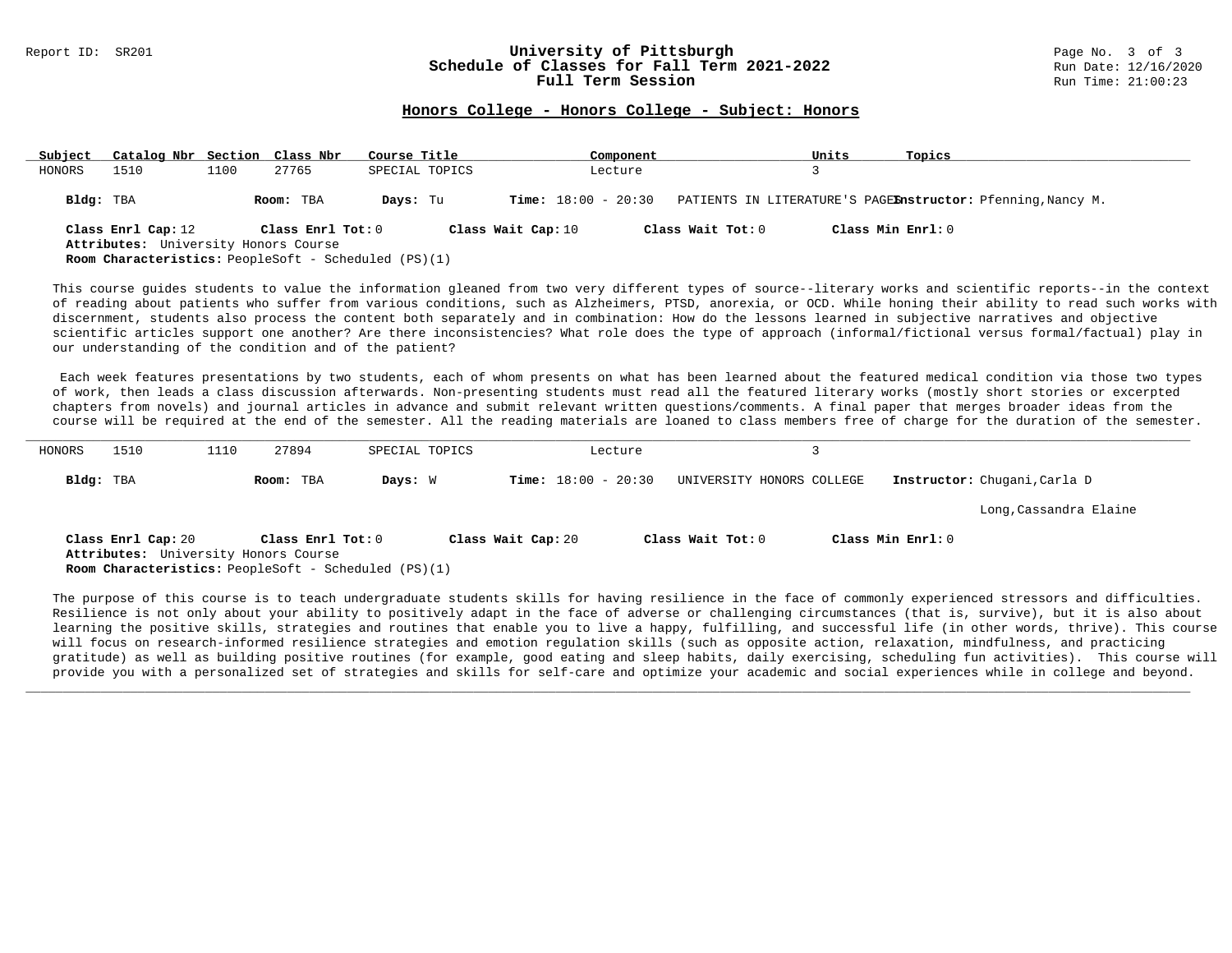## Honors College - Honors College - Subject: Honors

| Subject | Catalog Nbr | Section | Class Nbr | Course Title | Component | Units | Topics |
|---|---|---|---|---|---|---|---|
| HONORS | 1510 | 1100 | 27765 | SPECIAL TOPICS | Lecture | 3 | |

**Bldg:** TBA **Room:** TBA **Days:** Tu **Time:** 18:00 - 20:30 PATIENTS IN LITERATURE'S PAGES **Instructor:** Pfenning,Nancy M.

**Class Enrl Cap:** 12 **Class Enrl Tot:** 0 **Class Wait Cap:** 10 **Class Wait Tot:** 0 **Class Min Enrl:** 0

**Attributes:** University Honors Course

**Room Characteristics:** PeopleSoft - Scheduled (PS)(1)

This course guides students to value the information gleaned from two very different types of source--literary works and scientific reports--in the context of reading about patients who suffer from various conditions, such as Alzheimers, PTSD, anorexia, or OCD. While honing their ability to read such works with discernment, students also process the content both separately and in combination: How do the lessons learned in subjective narratives and objective scientific articles support one another? Are there inconsistencies? What role does the type of approach (informal/fictional versus formal/factual) play in our understanding of the condition and of the patient?

Each week features presentations by two students, each of whom presents on what has been learned about the featured medical condition via those two types of work, then leads a class discussion afterwards. Non-presenting students must read all the featured literary works (mostly short stories or excerpted chapters from novels) and journal articles in advance and submit relevant written questions/comments. A final paper that merges broader ideas from the course will be required at the end of the semester. All the reading materials are loaned to class members free of charge for the duration of the semester.

---

| Subject | Catalog Nbr | Section | Class Nbr | Course Title | Component | Units | Topics |
|---|---|---|---|---|---|---|---|
| HONORS | 1510 | 1110 | 27894 | SPECIAL TOPICS | Lecture | 3 | |

**Bldg:** TBA **Room:** TBA **Days:** W **Time:** 18:00 - 20:30 UNIVERSITY HONORS COLLEGE **Instructor:** Chugani,Carla D

Long,Cassandra Elaine

**Class Enrl Cap:** 20 **Class Enrl Tot:** 0 **Class Wait Cap:** 20 **Class Wait Tot:** 0 **Class Min Enrl:** 0

**Attributes:** University Honors Course

**Room Characteristics:** PeopleSoft - Scheduled (PS)(1)

The purpose of this course is to teach undergraduate students skills for having resilience in the face of commonly experienced stressors and difficulties. Resilience is not only about your ability to positively adapt in the face of adverse or challenging circumstances (that is, survive), but it is also about learning the positive skills, strategies and routines that enable you to live a happy, fulfilling, and successful life (in other words, thrive). This course will focus on research-informed resilience strategies and emotion regulation skills (such as opposite action, relaxation, mindfulness, and practicing gratitude) as well as building positive routines (for example, good eating and sleep habits, daily exercising, scheduling fun activities). This course will provide you with a personalized set of strategies and skills for self-care and optimize your academic and social experiences while in college and beyond.